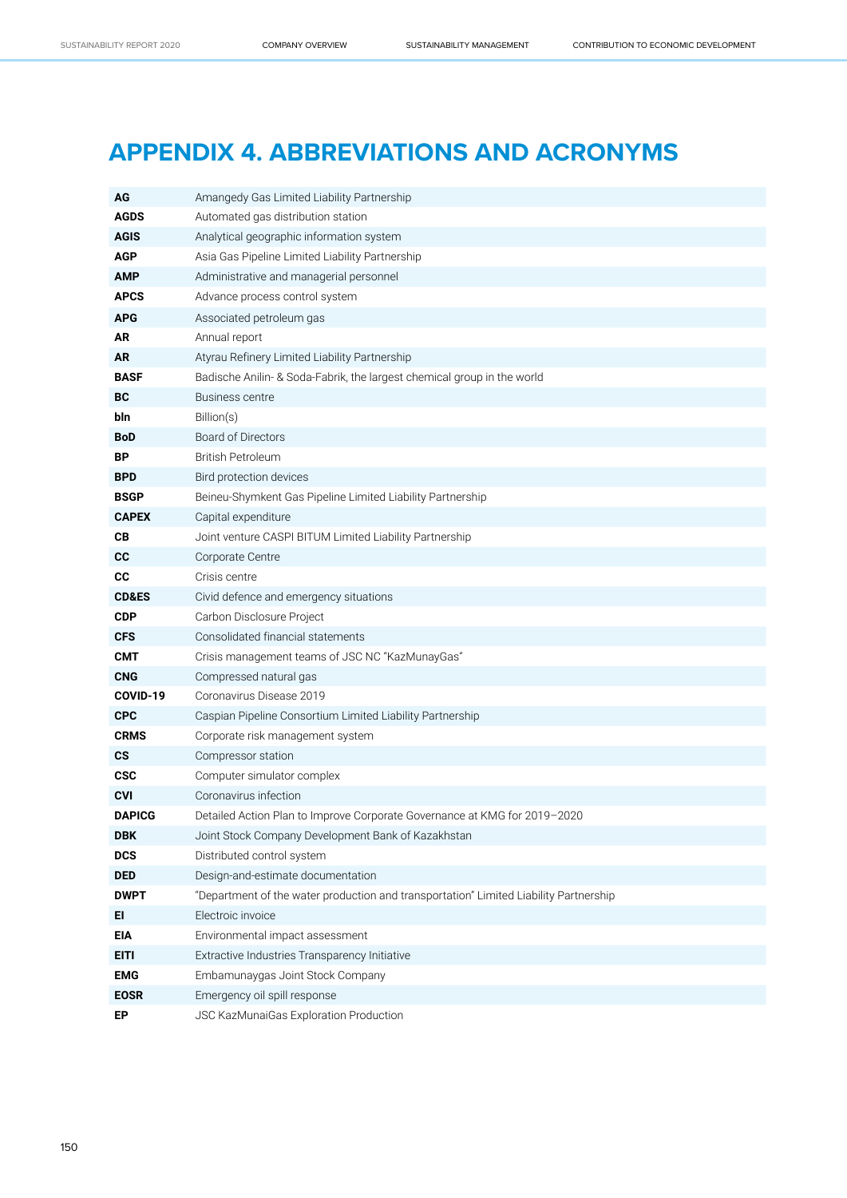# APPENDIX 4. ABBREVIATIONS AND ACRONYMS

| | |
|---|---|
| **AG** | Amangedy Gas Limited Liability Partnership |
| **AGDS** | Automated gas distribution station |
| **AGIS** | Analytical geographic information system |
| **AGP** | Asia Gas Pipeline Limited Liability Partnership |
| **AMP** | Administrative and managerial personnel |
| **APCS** | Advance process control system |
| **APG** | Associated petroleum gas |
| **AR** | Annual report |
| **AR** | Atyrau Refinery Limited Liability Partnership |
| **BASF** | Badische Anilin- & Soda-Fabrik, the largest chemical group in the world |
| **BC** | Business centre |
| **bln** | Billion(s) |
| **BoD** | Board of Directors |
| **BP** | British Petroleum |
| **BPD** | Bird protection devices |
| **BSGP** | Beineu-Shymkent Gas Pipeline Limited Liability Partnership |
| **CAPEX** | Capital expenditure |
| **CB** | Joint venture CASPI BITUM Limited Liability Partnership |
| **CC** | Corporate Centre |
| **CC** | Crisis centre |
| **CD&ES** | Civid defence and emergency situations |
| **CDP** | Carbon Disclosure Project |
| **CFS** | Consolidated financial statements |
| **CMT** | Crisis management teams of JSC NC "KazMunayGas" |
| **CNG** | Compressed natural gas |
| **COVID-19** | Coronavirus Disease 2019 |
| **CPC** | Caspian Pipeline Consortium Limited Liability Partnership |
| **CRMS** | Corporate risk management system |
| **CS** | Compressor station |
| **CSC** | Computer simulator complex |
| **CVI** | Coronavirus infection |
| **DAPICG** | Detailed Action Plan to Improve Corporate Governance at KMG for 2019–2020 |
| **DBK** | Joint Stock Company Development Bank of Kazakhstan |
| **DCS** | Distributed control system |
| **DED** | Design-and-estimate documentation |
| **DWPT** | "Department of the water production and transportation" Limited Liability Partnership |
| **EI** | Electroic invoice |
| **EIA** | Environmental impact assessment |
| **EITI** | Extractive Industries Transparency Initiative |
| **EMG** | Embamunaygas Joint Stock Company |
| **EOSR** | Emergency oil spill response |
| **EP** | JSC KazMunaiGas Exploration Production |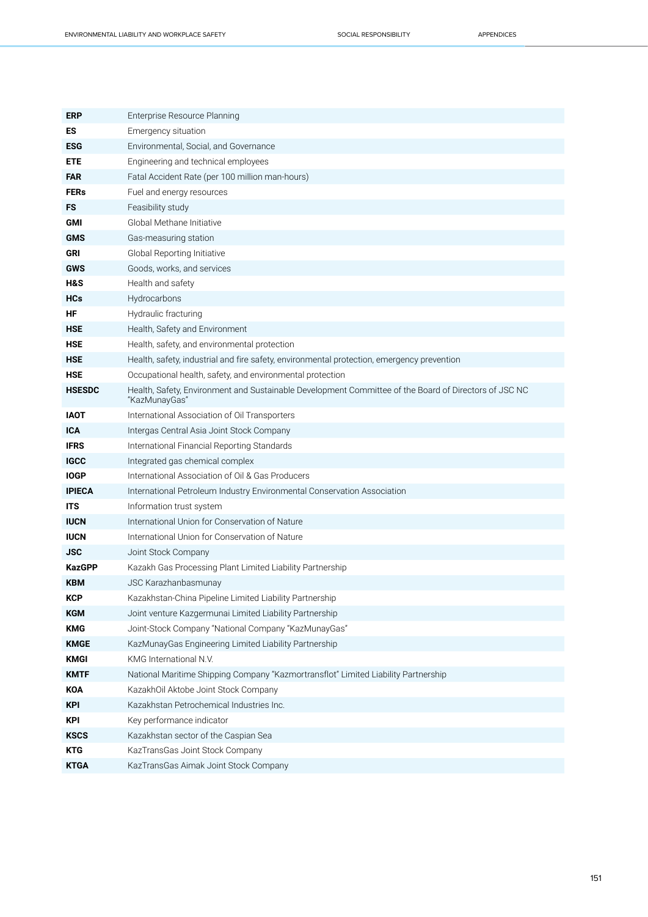| | |
|---|---|
| **ERP** | Enterprise Resource Planning |
| **ES** | Emergency situation |
| **ESG** | Environmental, Social, and Governance |
| **ETE** | Engineering and technical employees |
| **FAR** | Fatal Accident Rate (per 100 million man-hours) |
| **FERs** | Fuel and energy resources |
| **FS** | Feasibility study |
| **GMI** | Global Methane Initiative |
| **GMS** | Gas-measuring station |
| **GRI** | Global Reporting Initiative |
| **GWS** | Goods, works, and services |
| **H&S** | Health and safety |
| **HCs** | Hydrocarbons |
| **HF** | Hydraulic fracturing |
| **HSE** | Health, Safety and Environment |
| **HSE** | Health, safety, and environmental protection |
| **HSE** | Health, safety, industrial and fire safety, environmental protection, emergency prevention |
| **HSE** | Occupational health, safety, and environmental protection |
| **HSESDC** | Health, Safety, Environment and Sustainable Development Committee of the Board of Directors of JSC NC "KazMunayGas" |
| **IAOT** | International Association of Oil Transporters |
| **ICA** | Intergas Central Asia Joint Stock Company |
| **IFRS** | International Financial Reporting Standards |
| **IGCC** | Integrated gas chemical complex |
| **IOGP** | International Association of Oil & Gas Producers |
| **IPIECA** | International Petroleum Industry Environmental Conservation Association |
| **ITS** | Information trust system |
| **IUCN** | International Union for Conservation of Nature |
| **IUCN** | International Union for Conservation of Nature |
| **JSC** | Joint Stock Company |
| **KazGPP** | Kazakh Gas Processing Plant Limited Liability Partnership |
| **KBM** | JSC Karazhanbasmunay |
| **KCP** | Kazakhstan-China Pipeline Limited Liability Partnership |
| **KGM** | Joint venture Kazgermunai Limited Liability Partnership |
| **KMG** | Joint-Stock Company "National Company "KazMunayGas" |
| **KMGE** | KazMunayGas Engineering Limited Liability Partnership |
| **KMGI** | KMG International N.V. |
| **KMTF** | National Maritime Shipping Company "Kazmortransflot" Limited Liability Partnership |
| **KOA** | KazakhOil Aktobe Joint Stock Company |
| **KPI** | Kazakhstan Petrochemical Industries Inc. |
| **KPI** | Key performance indicator |
| **KSCS** | Kazakhstan sector of the Caspian Sea |
| **KTG** | KazTransGas Joint Stock Company |
| **KTGA** | KazTransGas Aimak Joint Stock Company |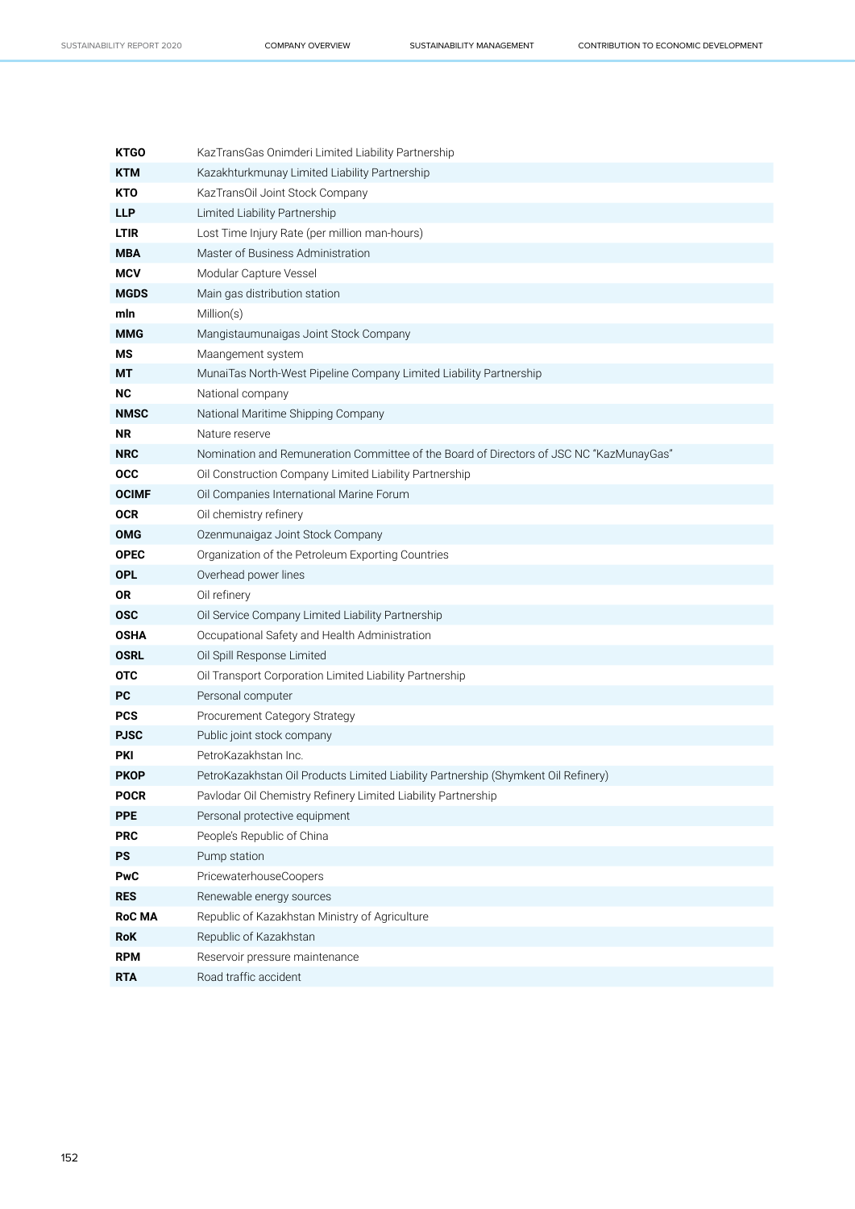| | |
|---|---|
| **KTGO** | KazTransGas Onimderi Limited Liability Partnership |
| **KTM** | Kazakhturkmunay Limited Liability Partnership |
| **KTO** | KazTransOil Joint Stock Company |
| **LLP** | Limited Liability Partnership |
| **LTIR** | Lost Time Injury Rate (per million man-hours) |
| **MBA** | Master of Business Administration |
| **MCV** | Modular Capture Vessel |
| **MGDS** | Main gas distribution station |
| **mln** | Million(s) |
| **MMG** | Mangistaumunaigas Joint Stock Company |
| **MS** | Maangement system |
| **MT** | MunaiTas North-West Pipeline Company Limited Liability Partnership |
| **NC** | National company |
| **NMSC** | National Maritime Shipping Company |
| **NR** | Nature reserve |
| **NRC** | Nomination and Remuneration Committee of the Board of Directors of JSC NC "KazMunayGas" |
| **OCC** | Oil Construction Company Limited Liability Partnership |
| **OCIMF** | Oil Companies International Marine Forum |
| **OCR** | Oil chemistry refinery |
| **OMG** | Ozenmunaigaz Joint Stock Company |
| **OPEC** | Organization of the Petroleum Exporting Countries |
| **OPL** | Overhead power lines |
| **OR** | Oil refinery |
| **OSC** | Oil Service Company Limited Liability Partnership |
| **OSHA** | Occupational Safety and Health Administration |
| **OSRL** | Oil Spill Response Limited |
| **OTC** | Oil Transport Corporation Limited Liability Partnership |
| **PC** | Personal computer |
| **PCS** | Procurement Category Strategy |
| **PJSC** | Public joint stock company |
| **PKI** | PetroKazakhstan Inc. |
| **PKOP** | PetroKazakhstan Oil Products Limited Liability Partnership (Shymkent Oil Refinery) |
| **POCR** | Pavlodar Oil Chemistry Refinery Limited Liability Partnership |
| **PPE** | Personal protective equipment |
| **PRC** | People's Republic of China |
| **PS** | Pump station |
| **PwC** | PricewaterhouseCoopers |
| **RES** | Renewable energy sources |
| **RoC MA** | Republic of Kazakhstan Ministry of Agriculture |
| **RoK** | Republic of Kazakhstan |
| **RPM** | Reservoir pressure maintenance |
| **RTA** | Road traffic accident |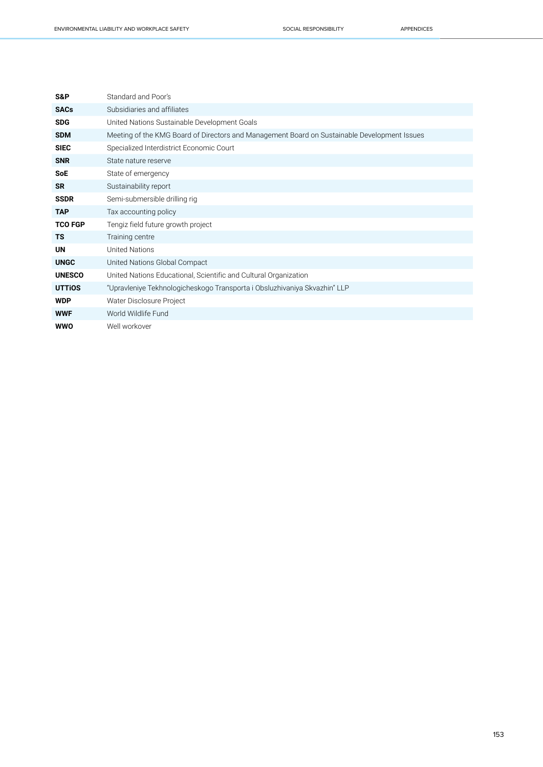| | |
|---|---|
| **S&P** | Standard and Poor's |
| **SACs** | Subsidiaries and affiliates |
| **SDG** | United Nations Sustainable Development Goals |
| **SDM** | Meeting of the KMG Board of Directors and Management Board on Sustainable Development Issues |
| **SIEC** | Specialized Interdistrict Economic Court |
| **SNR** | State nature reserve |
| **SoE** | State of emergency |
| **SR** | Sustainability report |
| **SSDR** | Semi-submersible drilling rig |
| **TAP** | Tax accounting policy |
| **TCO FGP** | Tengiz field future growth project |
| **TS** | Training centre |
| **UN** | United Nations |
| **UNGC** | United Nations Global Compact |
| **UNESCO** | United Nations Educational, Scientific and Cultural Organization |
| **UTTiOS** | "Upravleniye Tekhnologicheskogo Transporta i Obsluzhivaniya Skvazhin" LLP |
| **WDP** | Water Disclosure Project |
| **WWF** | World Wildlife Fund |
| **WWO** | Well workover |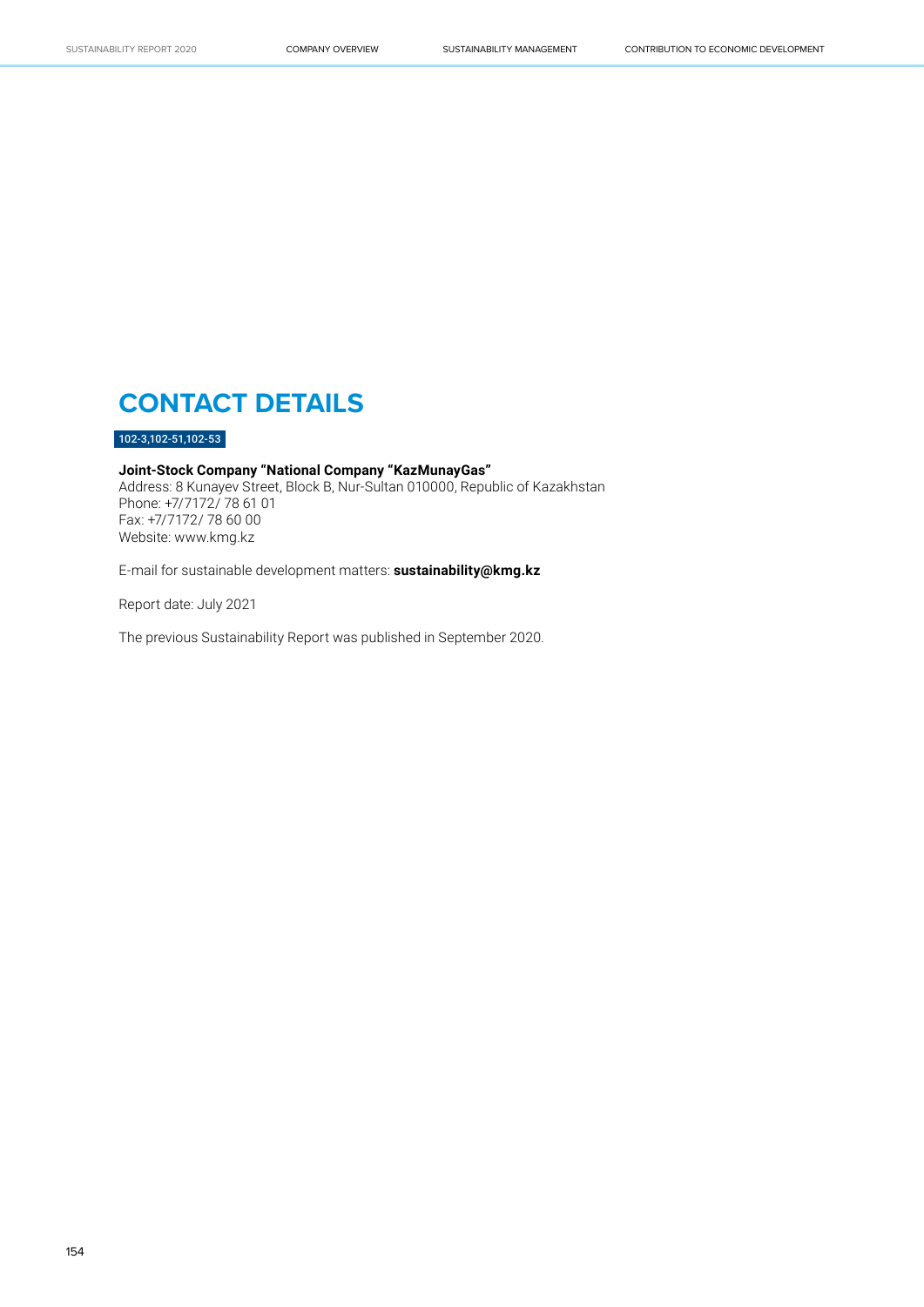# CONTACT DETAILS

102-3,102-51,102-53

**Joint-Stock Company "National Company "KazMunayGas"**
Address: 8 Kunayev Street, Block B, Nur-Sultan 010000, Republic of Kazakhstan
Phone: +7/7172/ 78 61 01
Fax: +7/7172/ 78 60 00
Website: www.kmg.kz

E-mail for sustainable development matters: **sustainability@kmg.kz**

Report date: July 2021

The previous Sustainability Report was published in September 2020.